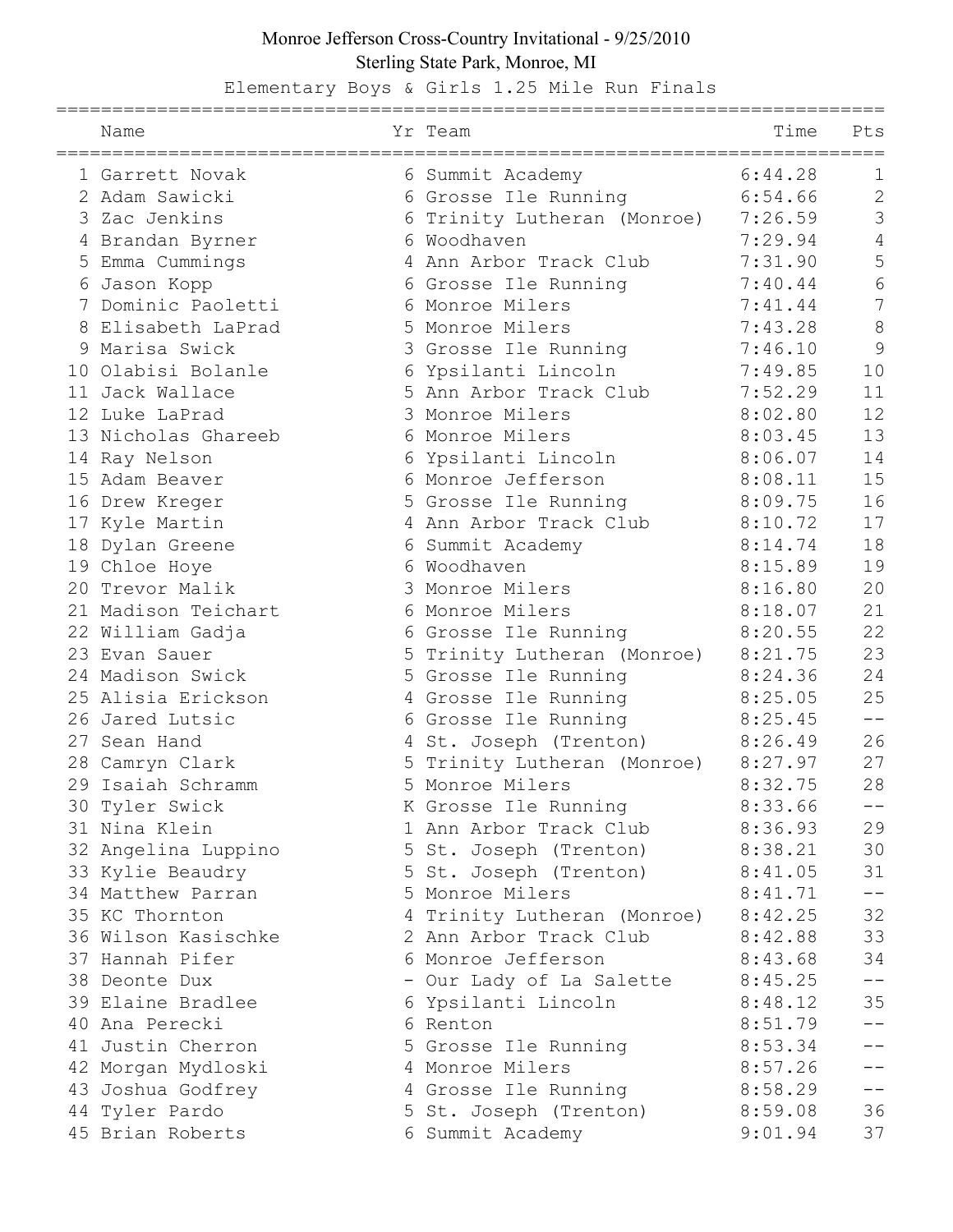# Monroe Jefferson Cross-Country Invitational - 9/25/2010

## Sterling State Park, Monroe, MI

### Elementary Boys & Girls 1.25 Mile Run Finals

| | Name | Yr | Team | Time | Pts |
|---|---|---|---|---|---|
| 1 | Garrett Novak | 6 | Summit Academy | 6:44.28 | 1 |
| 2 | Adam Sawicki | 6 | Grosse Ile Running | 6:54.66 | 2 |
| 3 | Zac Jenkins | 6 | Trinity Lutheran (Monroe) | 7:26.59 | 3 |
| 4 | Brandan Byrner | 6 | Woodhaven | 7:29.94 | 4 |
| 5 | Emma Cummings | 4 | Ann Arbor Track Club | 7:31.90 | 5 |
| 6 | Jason Kopp | 6 | Grosse Ile Running | 7:40.44 | 6 |
| 7 | Dominic Paoletti | 6 | Monroe Milers | 7:41.44 | 7 |
| 8 | Elisabeth LaPrad | 5 | Monroe Milers | 7:43.28 | 8 |
| 9 | Marisa Swick | 3 | Grosse Ile Running | 7:46.10 | 9 |
| 10 | Olabisi Bolanle | 6 | Ypsilanti Lincoln | 7:49.85 | 10 |
| 11 | Jack Wallace | 5 | Ann Arbor Track Club | 7:52.29 | 11 |
| 12 | Luke LaPrad | 3 | Monroe Milers | 8:02.80 | 12 |
| 13 | Nicholas Ghareeb | 6 | Monroe Milers | 8:03.45 | 13 |
| 14 | Ray Nelson | 6 | Ypsilanti Lincoln | 8:06.07 | 14 |
| 15 | Adam Beaver | 6 | Monroe Jefferson | 8:08.11 | 15 |
| 16 | Drew Kreger | 5 | Grosse Ile Running | 8:09.75 | 16 |
| 17 | Kyle Martin | 4 | Ann Arbor Track Club | 8:10.72 | 17 |
| 18 | Dylan Greene | 6 | Summit Academy | 8:14.74 | 18 |
| 19 | Chloe Hoye | 6 | Woodhaven | 8:15.89 | 19 |
| 20 | Trevor Malik | 3 | Monroe Milers | 8:16.80 | 20 |
| 21 | Madison Teichart | 6 | Monroe Milers | 8:18.07 | 21 |
| 22 | William Gadja | 6 | Grosse Ile Running | 8:20.55 | 22 |
| 23 | Evan Sauer | 5 | Trinity Lutheran (Monroe) | 8:21.75 | 23 |
| 24 | Madison Swick | 5 | Grosse Ile Running | 8:24.36 | 24 |
| 25 | Alisia Erickson | 4 | Grosse Ile Running | 8:25.05 | 25 |
| 26 | Jared Lutsic | 6 | Grosse Ile Running | 8:25.45 | -- |
| 27 | Sean Hand | 4 | St. Joseph (Trenton) | 8:26.49 | 26 |
| 28 | Camryn Clark | 5 | Trinity Lutheran (Monroe) | 8:27.97 | 27 |
| 29 | Isaiah Schramm | 5 | Monroe Milers | 8:32.75 | 28 |
| 30 | Tyler Swick | K | Grosse Ile Running | 8:33.66 | -- |
| 31 | Nina Klein | 1 | Ann Arbor Track Club | 8:36.93 | 29 |
| 32 | Angelina Luppino | 5 | St. Joseph (Trenton) | 8:38.21 | 30 |
| 33 | Kylie Beaudry | 5 | St. Joseph (Trenton) | 8:41.05 | 31 |
| 34 | Matthew Parran | 5 | Monroe Milers | 8:41.71 | -- |
| 35 | KC Thornton | 4 | Trinity Lutheran (Monroe) | 8:42.25 | 32 |
| 36 | Wilson Kasischke | 2 | Ann Arbor Track Club | 8:42.88 | 33 |
| 37 | Hannah Pifer | 6 | Monroe Jefferson | 8:43.68 | 34 |
| 38 | Deonte Dux | - | Our Lady of La Salette | 8:45.25 | -- |
| 39 | Elaine Bradlee | 6 | Ypsilanti Lincoln | 8:48.12 | 35 |
| 40 | Ana Perecki | 6 | Renton | 8:51.79 | -- |
| 41 | Justin Cherron | 5 | Grosse Ile Running | 8:53.34 | -- |
| 42 | Morgan Mydloski | 4 | Monroe Milers | 8:57.26 | -- |
| 43 | Joshua Godfrey | 4 | Grosse Ile Running | 8:58.29 | -- |
| 44 | Tyler Pardo | 5 | St. Joseph (Trenton) | 8:59.08 | 36 |
| 45 | Brian Roberts | 6 | Summit Academy | 9:01.94 | 37 |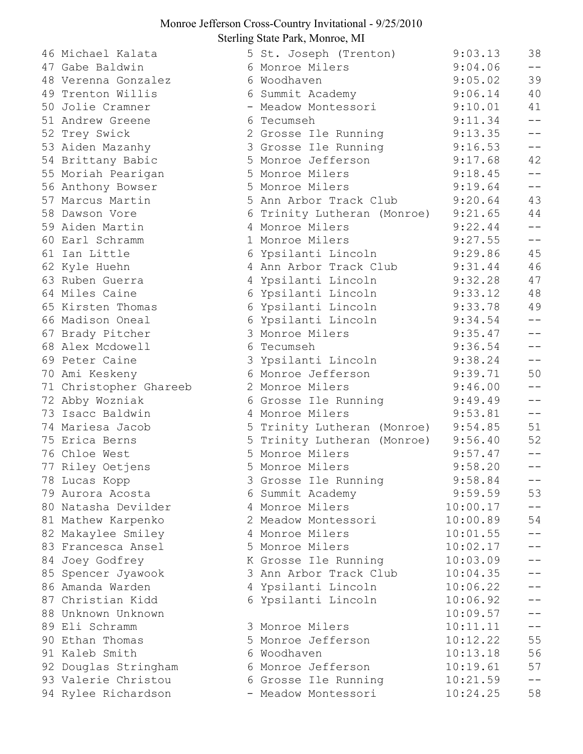Monroe Jefferson Cross-Country Invitational - 9/25/2010
Sterling State Park, Monroe, MI

| Place | Name | Grade | Team | Time | Points |
|---|---|---|---|---|---|
| 46 | Michael Kalata | 5 | St. Joseph (Trenton) | 9:03.13 | 38 |
| 47 | Gabe Baldwin | 6 | Monroe Milers | 9:04.06 | -- |
| 48 | Verenna Gonzalez | 6 | Woodhaven | 9:05.02 | 39 |
| 49 | Trenton Willis | 6 | Summit Academy | 9:06.14 | 40 |
| 50 | Jolie Cramner | - | Meadow Montessori | 9:10.01 | 41 |
| 51 | Andrew Greene | 6 | Tecumseh | 9:11.34 | -- |
| 52 | Trey Swick | 2 | Grosse Ile Running | 9:13.35 | -- |
| 53 | Aiden Mazanhy | 3 | Grosse Ile Running | 9:16.53 | -- |
| 54 | Brittany Babic | 5 | Monroe Jefferson | 9:17.68 | 42 |
| 55 | Moriah Pearigan | 5 | Monroe Milers | 9:18.45 | -- |
| 56 | Anthony Bowser | 5 | Monroe Milers | 9:19.64 | -- |
| 57 | Marcus Martin | 5 | Ann Arbor Track Club | 9:20.64 | 43 |
| 58 | Dawson Vore | 6 | Trinity Lutheran (Monroe) | 9:21.65 | 44 |
| 59 | Aiden Martin | 4 | Monroe Milers | 9:22.44 | -- |
| 60 | Earl Schramm | 1 | Monroe Milers | 9:27.55 | -- |
| 61 | Ian Little | 6 | Ypsilanti Lincoln | 9:29.86 | 45 |
| 62 | Kyle Huehn | 4 | Ann Arbor Track Club | 9:31.44 | 46 |
| 63 | Ruben Guerra | 4 | Ypsilanti Lincoln | 9:32.28 | 47 |
| 64 | Miles Caine | 6 | Ypsilanti Lincoln | 9:33.12 | 48 |
| 65 | Kirsten Thomas | 6 | Ypsilanti Lincoln | 9:33.78 | 49 |
| 66 | Madison Oneal | 6 | Ypsilanti Lincoln | 9:34.54 | -- |
| 67 | Brady Pitcher | 3 | Monroe Milers | 9:35.47 | -- |
| 68 | Alex Mcdowell | 6 | Tecumseh | 9:36.54 | -- |
| 69 | Peter Caine | 3 | Ypsilanti Lincoln | 9:38.24 | -- |
| 70 | Ami Keskeny | 6 | Monroe Jefferson | 9:39.71 | 50 |
| 71 | Christopher Ghareeb | 2 | Monroe Milers | 9:46.00 | -- |
| 72 | Abby Wozniak | 6 | Grosse Ile Running | 9:49.49 | -- |
| 73 | Isacc Baldwin | 4 | Monroe Milers | 9:53.81 | -- |
| 74 | Mariesa Jacob | 5 | Trinity Lutheran (Monroe) | 9:54.85 | 51 |
| 75 | Erica Berns | 5 | Trinity Lutheran (Monroe) | 9:56.40 | 52 |
| 76 | Chloe West | 5 | Monroe Milers | 9:57.47 | -- |
| 77 | Riley Oetjens | 5 | Monroe Milers | 9:58.20 | -- |
| 78 | Lucas Kopp | 3 | Grosse Ile Running | 9:58.84 | -- |
| 79 | Aurora Acosta | 6 | Summit Academy | 9:59.59 | 53 |
| 80 | Natasha Devilder | 4 | Monroe Milers | 10:00.17 | -- |
| 81 | Mathew Karpenko | 2 | Meadow Montessori | 10:00.89 | 54 |
| 82 | Makaylee Smiley | 4 | Monroe Milers | 10:01.55 | -- |
| 83 | Francesca Ansel | 5 | Monroe Milers | 10:02.17 | -- |
| 84 | Joey Godfrey | K | Grosse Ile Running | 10:03.09 | -- |
| 85 | Spencer Jyawook | 3 | Ann Arbor Track Club | 10:04.35 | -- |
| 86 | Amanda Warden | 4 | Ypsilanti Lincoln | 10:06.22 | -- |
| 87 | Christian Kidd | 6 | Ypsilanti Lincoln | 10:06.92 | -- |
| 88 | Unknown Unknown | | | 10:09.57 | -- |
| 89 | Eli Schramm | 3 | Monroe Milers | 10:11.11 | -- |
| 90 | Ethan Thomas | 5 | Monroe Jefferson | 10:12.22 | 55 |
| 91 | Kaleb Smith | 6 | Woodhaven | 10:13.18 | 56 |
| 92 | Douglas Stringham | 6 | Monroe Jefferson | 10:19.61 | 57 |
| 93 | Valerie Christou | 6 | Grosse Ile Running | 10:21.59 | -- |
| 94 | Rylee Richardson | - | Meadow Montessori | 10:24.25 | 58 |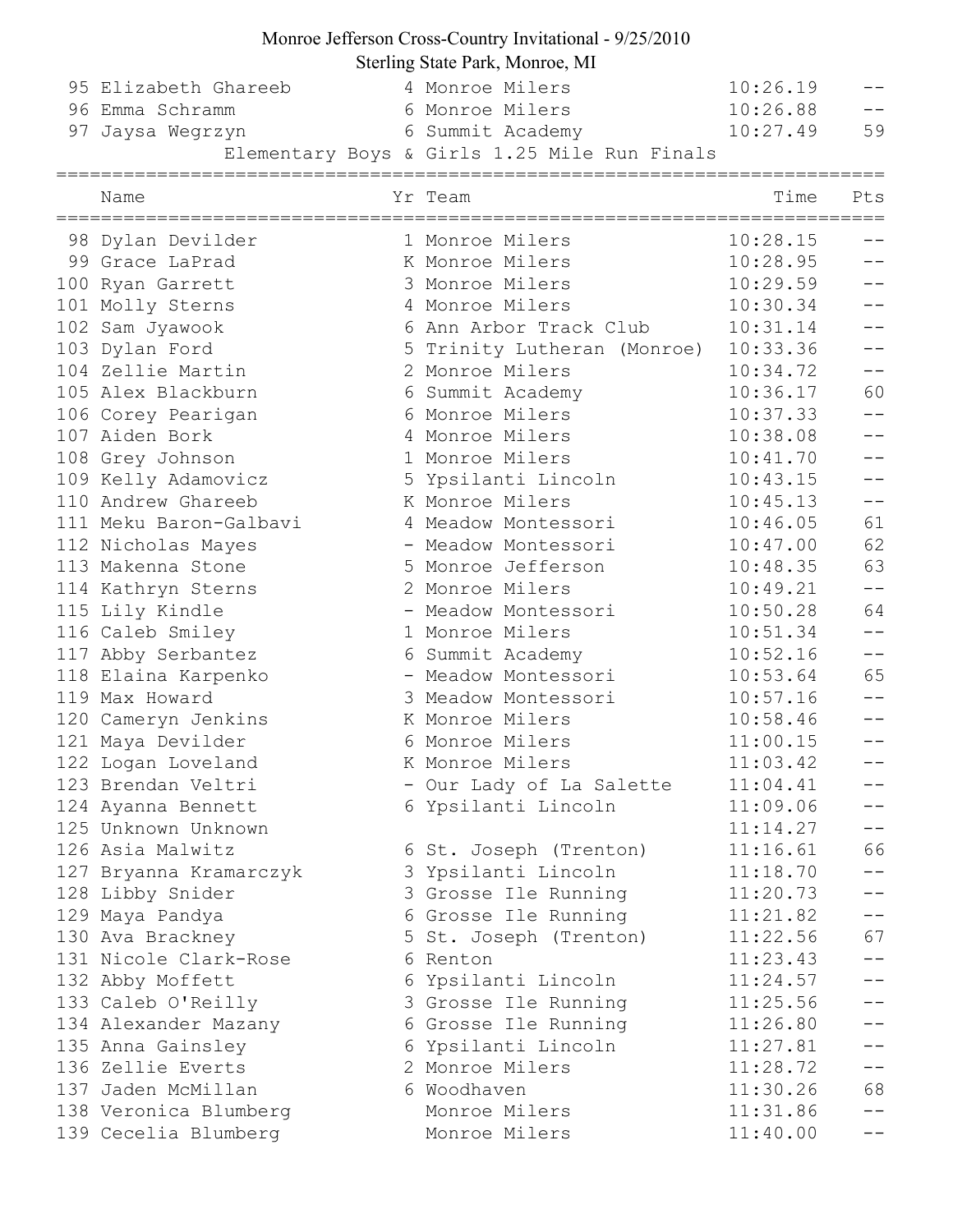# Monroe Jefferson Cross-Country Invitational - 9/25/2010

Sterling State Park, Monroe, MI

| | Name | Yr | Team | Time | Pts |
|---|---|---|---|---|---|
| 95 | Elizabeth Ghareeb | 4 | Monroe Milers | 10:26.19 | -- |
| 96 | Emma Schramm | 6 | Monroe Milers | 10:26.88 | -- |
| 97 | Jaysa Wegrzyn | 6 | Summit Academy | 10:27.49 | 59 |

## Elementary Boys & Girls 1.25 Mile Run Finals

| | Name | Yr | Team | Time | Pts |
|---|---|---|---|---|---|
| 98 | Dylan Devilder | 1 | Monroe Milers | 10:28.15 | -- |
| 99 | Grace LaPrad | K | Monroe Milers | 10:28.95 | -- |
| 100 | Ryan Garrett | 3 | Monroe Milers | 10:29.59 | -- |
| 101 | Molly Sterns | 4 | Monroe Milers | 10:30.34 | -- |
| 102 | Sam Jyawook | 6 | Ann Arbor Track Club | 10:31.14 | -- |
| 103 | Dylan Ford | 5 | Trinity Lutheran (Monroe) | 10:33.36 | -- |
| 104 | Zellie Martin | 2 | Monroe Milers | 10:34.72 | -- |
| 105 | Alex Blackburn | 6 | Summit Academy | 10:36.17 | 60 |
| 106 | Corey Pearigan | 6 | Monroe Milers | 10:37.33 | -- |
| 107 | Aiden Bork | 4 | Monroe Milers | 10:38.08 | -- |
| 108 | Grey Johnson | 1 | Monroe Milers | 10:41.70 | -- |
| 109 | Kelly Adamovicz | 5 | Ypsilanti Lincoln | 10:43.15 | -- |
| 110 | Andrew Ghareeb | K | Monroe Milers | 10:45.13 | -- |
| 111 | Meku Baron-Galbavi | 4 | Meadow Montessori | 10:46.05 | 61 |
| 112 | Nicholas Mayes | - | Meadow Montessori | 10:47.00 | 62 |
| 113 | Makenna Stone | 5 | Monroe Jefferson | 10:48.35 | 63 |
| 114 | Kathryn Sterns | 2 | Monroe Milers | 10:49.21 | -- |
| 115 | Lily Kindle | - | Meadow Montessori | 10:50.28 | 64 |
| 116 | Caleb Smiley | 1 | Monroe Milers | 10:51.34 | -- |
| 117 | Abby Serbantez | 6 | Summit Academy | 10:52.16 | -- |
| 118 | Elaina Karpenko | - | Meadow Montessori | 10:53.64 | 65 |
| 119 | Max Howard | 3 | Meadow Montessori | 10:57.16 | -- |
| 120 | Cameryn Jenkins | K | Monroe Milers | 10:58.46 | -- |
| 121 | Maya Devilder | 6 | Monroe Milers | 11:00.15 | -- |
| 122 | Logan Loveland | K | Monroe Milers | 11:03.42 | -- |
| 123 | Brendan Veltri | - | Our Lady of La Salette | 11:04.41 | -- |
| 124 | Ayanna Bennett | 6 | Ypsilanti Lincoln | 11:09.06 | -- |
| 125 | Unknown Unknown | | | 11:14.27 | -- |
| 126 | Asia Malwitz | 6 | St. Joseph (Trenton) | 11:16.61 | 66 |
| 127 | Bryanna Kramarczyk | 3 | Ypsilanti Lincoln | 11:18.70 | -- |
| 128 | Libby Snider | 3 | Grosse Ile Running | 11:20.73 | -- |
| 129 | Maya Pandya | 6 | Grosse Ile Running | 11:21.82 | -- |
| 130 | Ava Brackney | 5 | St. Joseph (Trenton) | 11:22.56 | 67 |
| 131 | Nicole Clark-Rose | 6 | Renton | 11:23.43 | -- |
| 132 | Abby Moffett | 6 | Ypsilanti Lincoln | 11:24.57 | -- |
| 133 | Caleb O'Reilly | 3 | Grosse Ile Running | 11:25.56 | -- |
| 134 | Alexander Mazany | 6 | Grosse Ile Running | 11:26.80 | -- |
| 135 | Anna Gainsley | 6 | Ypsilanti Lincoln | 11:27.81 | -- |
| 136 | Zellie Everts | 2 | Monroe Milers | 11:28.72 | -- |
| 137 | Jaden McMillan | 6 | Woodhaven | 11:30.26 | 68 |
| 138 | Veronica Blumberg | | Monroe Milers | 11:31.86 | -- |
| 139 | Cecelia Blumberg | | Monroe Milers | 11:40.00 | -- |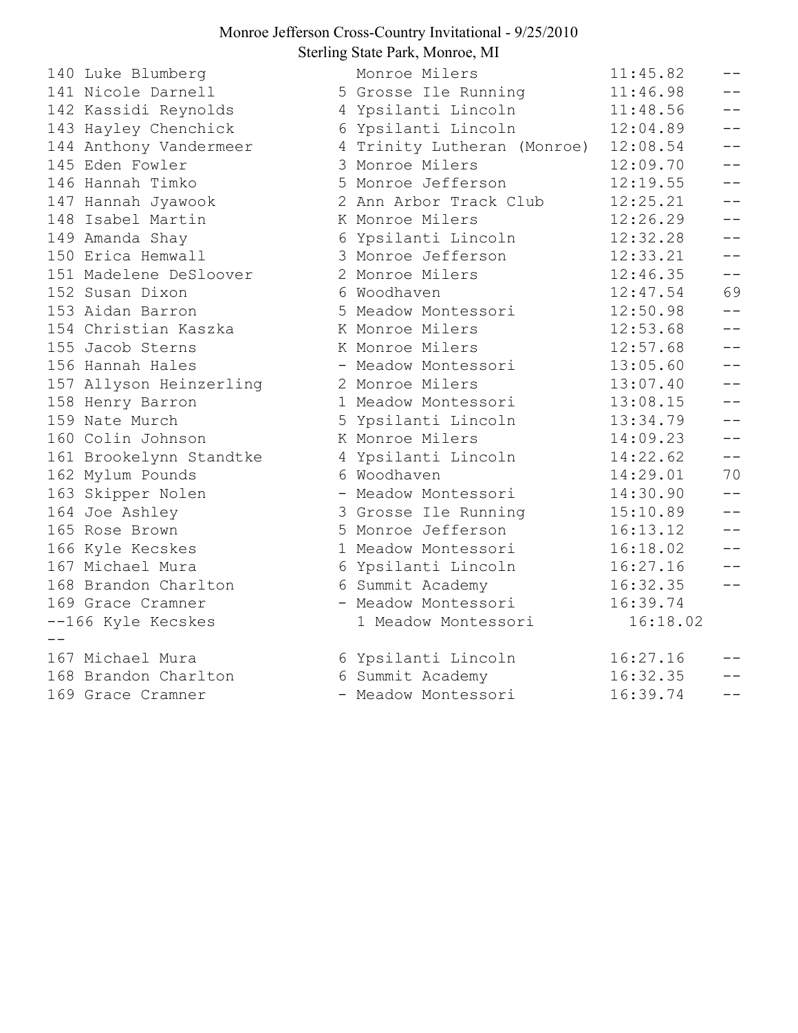Monroe Jefferson Cross-Country Invitational - 9/25/2010
Sterling State Park, Monroe, MI

| | | | | | |
|---|---|---|---|---|---|
| 140 | Luke Blumberg | | Monroe Milers | 11:45.82 | -- |
| 141 | Nicole Darnell | 5 | Grosse Ile Running | 11:46.98 | -- |
| 142 | Kassidi Reynolds | 4 | Ypsilanti Lincoln | 11:48.56 | -- |
| 143 | Hayley Chenchick | 6 | Ypsilanti Lincoln | 12:04.89 | -- |
| 144 | Anthony Vandermeer | 4 | Trinity Lutheran (Monroe) | 12:08.54 | -- |
| 145 | Eden Fowler | 3 | Monroe Milers | 12:09.70 | -- |
| 146 | Hannah Timko | 5 | Monroe Jefferson | 12:19.55 | -- |
| 147 | Hannah Jyawook | 2 | Ann Arbor Track Club | 12:25.21 | -- |
| 148 | Isabel Martin | K | Monroe Milers | 12:26.29 | -- |
| 149 | Amanda Shay | 6 | Ypsilanti Lincoln | 12:32.28 | -- |
| 150 | Erica Hemwall | 3 | Monroe Jefferson | 12:33.21 | -- |
| 151 | Madelene DeSloover | 2 | Monroe Milers | 12:46.35 | -- |
| 152 | Susan Dixon | 6 | Woodhaven | 12:47.54 | 69 |
| 153 | Aidan Barron | 5 | Meadow Montessori | 12:50.98 | -- |
| 154 | Christian Kaszka | K | Monroe Milers | 12:53.68 | -- |
| 155 | Jacob Sterns | K | Monroe Milers | 12:57.68 | -- |
| 156 | Hannah Hales | - | Meadow Montessori | 13:05.60 | -- |
| 157 | Allyson Heinzerling | 2 | Monroe Milers | 13:07.40 | -- |
| 158 | Henry Barron | 1 | Meadow Montessori | 13:08.15 | -- |
| 159 | Nate Murch | 5 | Ypsilanti Lincoln | 13:34.79 | -- |
| 160 | Colin Johnson | K | Monroe Milers | 14:09.23 | -- |
| 161 | Brookelynn Standtke | 4 | Ypsilanti Lincoln | 14:22.62 | -- |
| 162 | Mylum Pounds | 6 | Woodhaven | 14:29.01 | 70 |
| 163 | Skipper Nolen | - | Meadow Montessori | 14:30.90 | -- |
| 164 | Joe Ashley | 3 | Grosse Ile Running | 15:10.89 | -- |
| 165 | Rose Brown | 5 | Monroe Jefferson | 16:13.12 | -- |
| 166 | Kyle Kecskes | 1 | Meadow Montessori | 16:18.02 | -- |
| 167 | Michael Mura | 6 | Ypsilanti Lincoln | 16:27.16 | -- |
| 168 | Brandon Charlton | 6 | Summit Academy | 16:32.35 | -- |
| 169 | Grace Cramner | - | Meadow Montessori | 16:39.74 | |
| --166 | Kyle Kecskes | 1 | Meadow Montessori | 16:18.02 | |
| -- | | | | | |
| 167 | Michael Mura | 6 | Ypsilanti Lincoln | 16:27.16 | -- |
| 168 | Brandon Charlton | 6 | Summit Academy | 16:32.35 | -- |
| 169 | Grace Cramner | - | Meadow Montessori | 16:39.74 | -- |